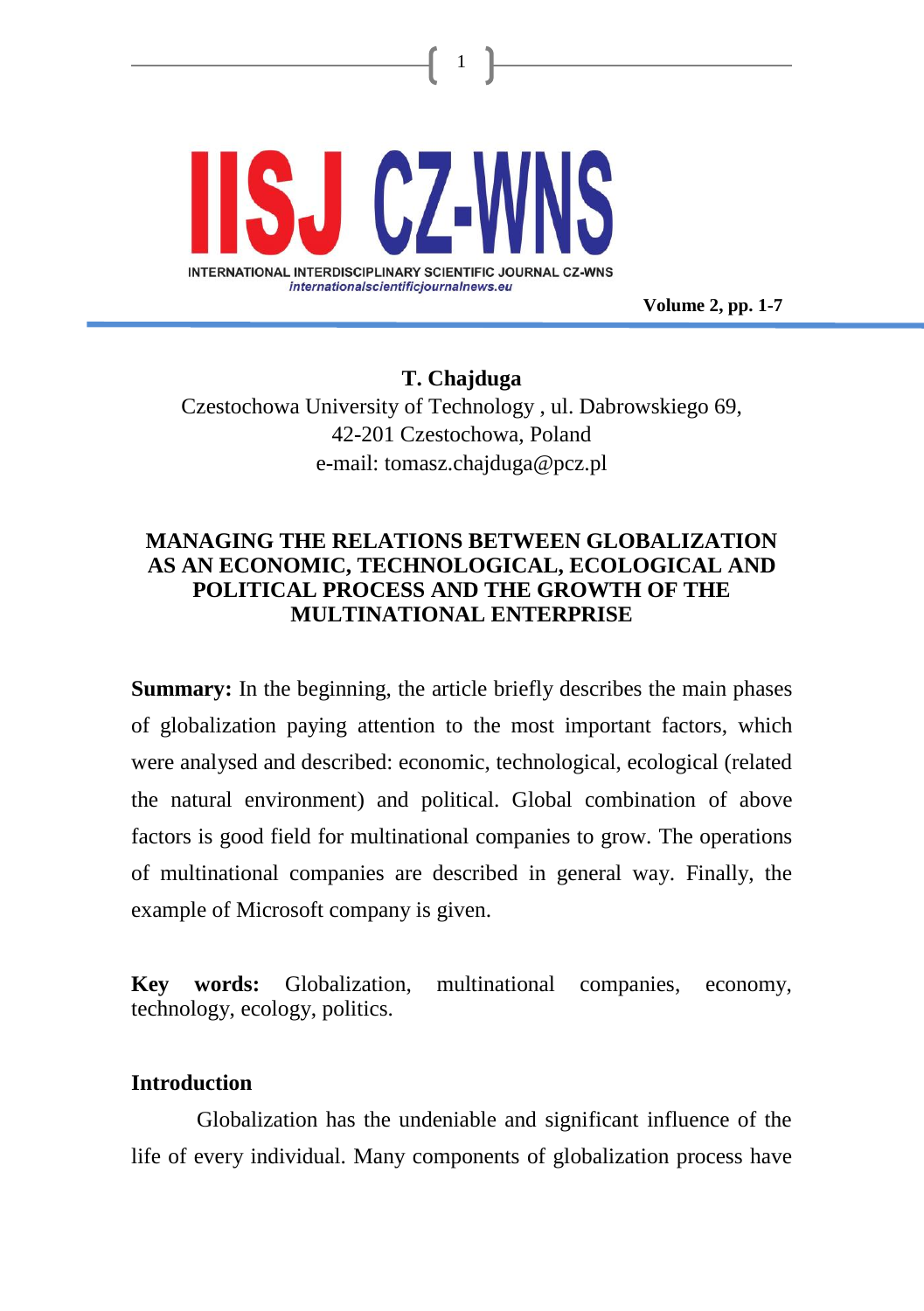**T. Chajduga**

Czestochowa University of Technology , ul. Dabrowskiego 69,
42-201 Czestochowa, Poland
e-mail: tomasz.chajduga@pcz.pl

# MANAGING THE RELATIONS BETWEEN GLOBALIZATION AS AN ECONOMIC, TECHNOLOGICAL, ECOLOGICAL AND POLITICAL PROCESS AND THE GROWTH OF THE MULTINATIONAL ENTERPRISE

**Summary:** In the beginning, the article briefly describes the main phases of globalization paying attention to the most important factors, which were analysed and described: economic, technological, ecological (related the natural environment) and political. Global combination of above factors is good field for multinational companies to grow. The operations of multinational companies are described in general way. Finally, the example of Microsoft company is given.

**Key words:** Globalization, multinational companies, economy, technology, ecology, politics.

## Introduction

Globalization has the undeniable and significant influence of the life of every individual. Many components of globalization process have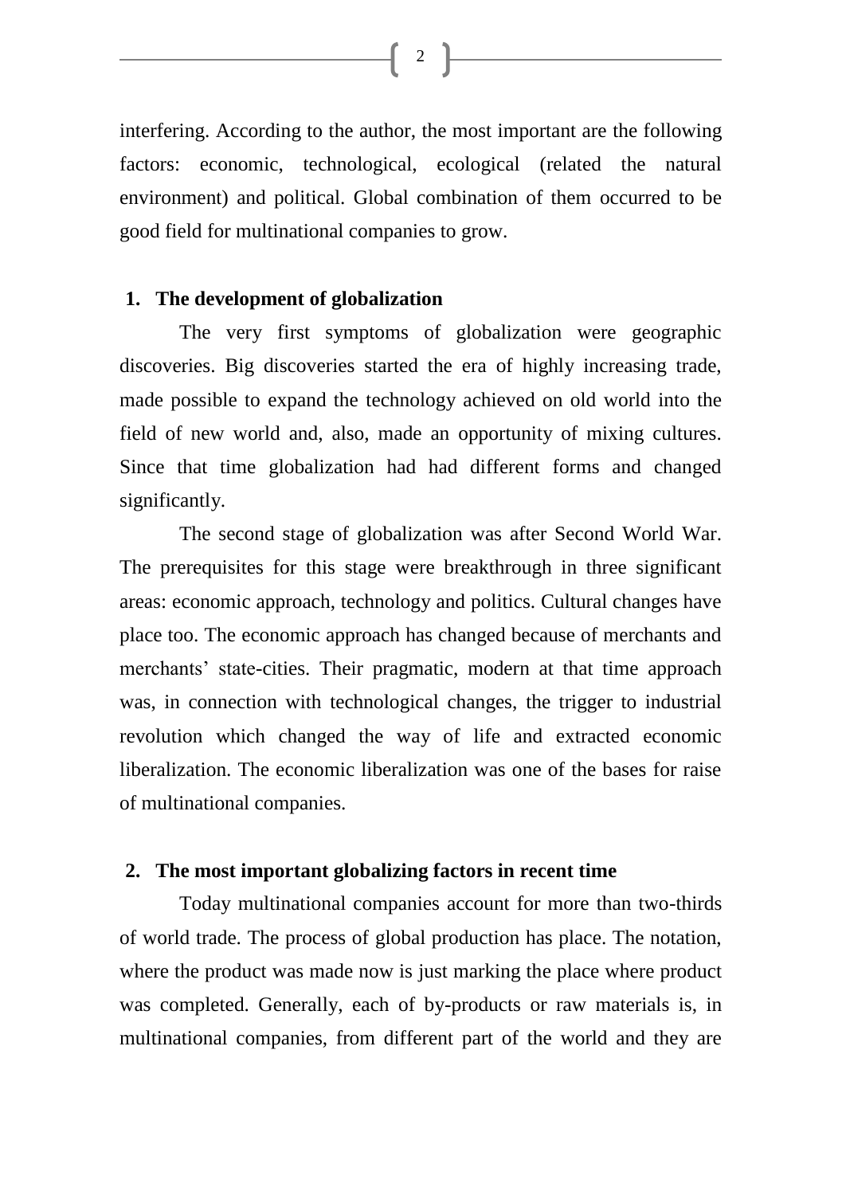interfering. According to the author, the most important are the following factors: economic, technological, ecological (related the natural environment) and political. Global combination of them occurred to be good field for multinational companies to grow.

## 1. The development of globalization

The very first symptoms of globalization were geographic discoveries. Big discoveries started the era of highly increasing trade, made possible to expand the technology achieved on old world into the field of new world and, also, made an opportunity of mixing cultures. Since that time globalization had had different forms and changed significantly.

The second stage of globalization was after Second World War. The prerequisites for this stage were breakthrough in three significant areas: economic approach, technology and politics. Cultural changes have place too. The economic approach has changed because of merchants and merchants' state-cities. Their pragmatic, modern at that time approach was, in connection with technological changes, the trigger to industrial revolution which changed the way of life and extracted economic liberalization. The economic liberalization was one of the bases for raise of multinational companies.

## 2. The most important globalizing factors in recent time

Today multinational companies account for more than two-thirds of world trade. The process of global production has place. The notation, where the product was made now is just marking the place where product was completed. Generally, each of by-products or raw materials is, in multinational companies, from different part of the world and they are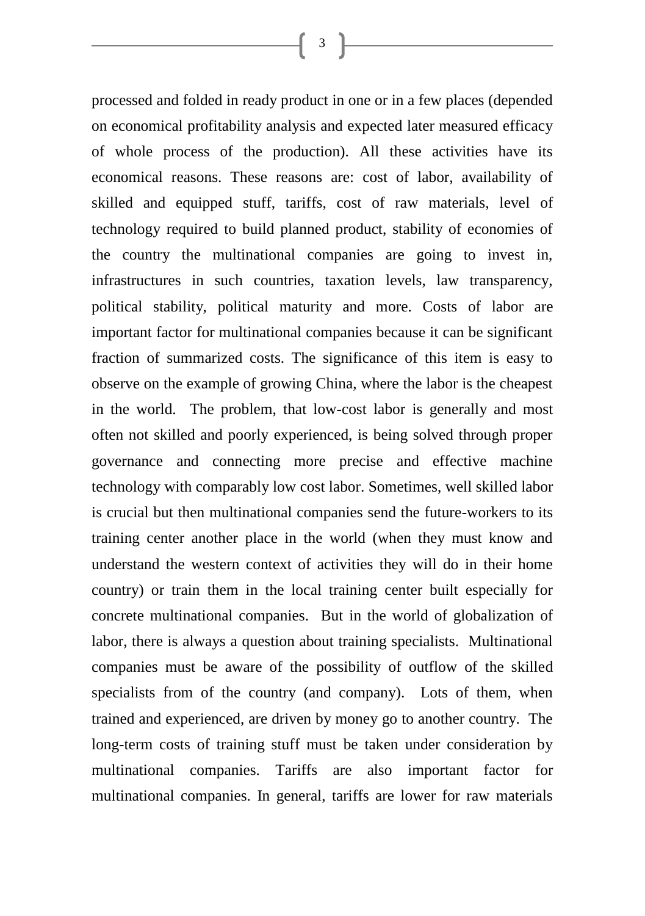processed and folded in ready product in one or in a few places (depended on economical profitability analysis and expected later measured efficacy of whole process of the production). All these activities have its economical reasons. These reasons are: cost of labor, availability of skilled and equipped stuff, tariffs, cost of raw materials, level of technology required to build planned product, stability of economies of the country the multinational companies are going to invest in, infrastructures in such countries, taxation levels, law transparency, political stability, political maturity and more. Costs of labor are important factor for multinational companies because it can be significant fraction of summarized costs. The significance of this item is easy to observe on the example of growing China, where the labor is the cheapest in the world. The problem, that low-cost labor is generally and most often not skilled and poorly experienced, is being solved through proper governance and connecting more precise and effective machine technology with comparably low cost labor. Sometimes, well skilled labor is crucial but then multinational companies send the future-workers to its training center another place in the world (when they must know and understand the western context of activities they will do in their home country) or train them in the local training center built especially for concrete multinational companies. But in the world of globalization of labor, there is always a question about training specialists. Multinational companies must be aware of the possibility of outflow of the skilled specialists from of the country (and company). Lots of them, when trained and experienced, are driven by money go to another country. The long-term costs of training stuff must be taken under consideration by multinational companies. Tariffs are also important factor for multinational companies. In general, tariffs are lower for raw materials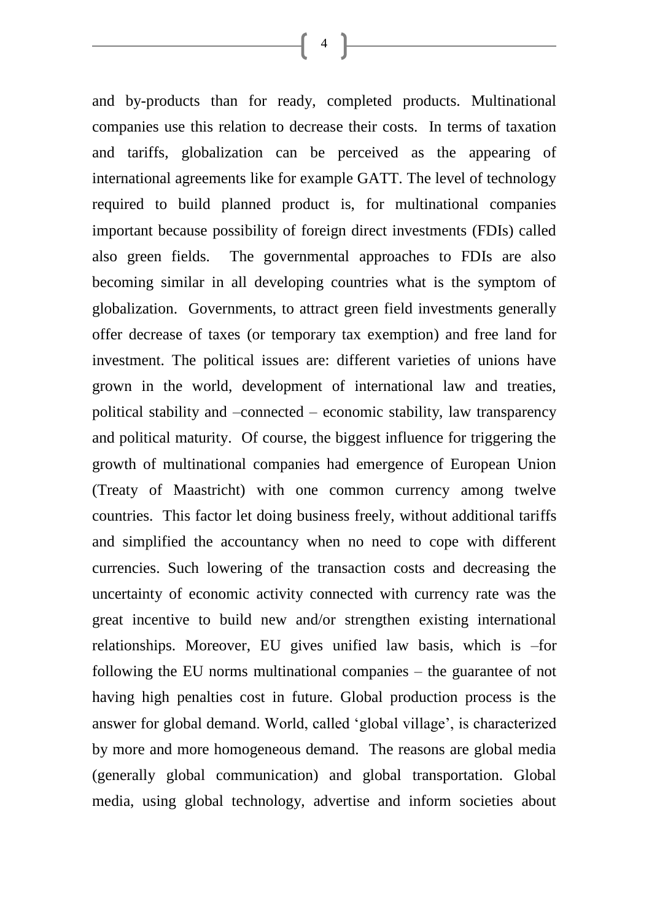and by-products than for ready, completed products. Multinational companies use this relation to decrease their costs. In terms of taxation and tariffs, globalization can be perceived as the appearing of international agreements like for example GATT. The level of technology required to build planned product is, for multinational companies important because possibility of foreign direct investments (FDIs) called also green fields. The governmental approaches to FDIs are also becoming similar in all developing countries what is the symptom of globalization. Governments, to attract green field investments generally offer decrease of taxes (or temporary tax exemption) and free land for investment. The political issues are: different varieties of unions have grown in the world, development of international law and treaties, political stability and –connected – economic stability, law transparency and political maturity. Of course, the biggest influence for triggering the growth of multinational companies had emergence of European Union (Treaty of Maastricht) with one common currency among twelve countries. This factor let doing business freely, without additional tariffs and simplified the accountancy when no need to cope with different currencies. Such lowering of the transaction costs and decreasing the uncertainty of economic activity connected with currency rate was the great incentive to build new and/or strengthen existing international relationships. Moreover, EU gives unified law basis, which is –for following the EU norms multinational companies – the guarantee of not having high penalties cost in future. Global production process is the answer for global demand. World, called 'global village', is characterized by more and more homogeneous demand. The reasons are global media (generally global communication) and global transportation. Global media, using global technology, advertise and inform societies about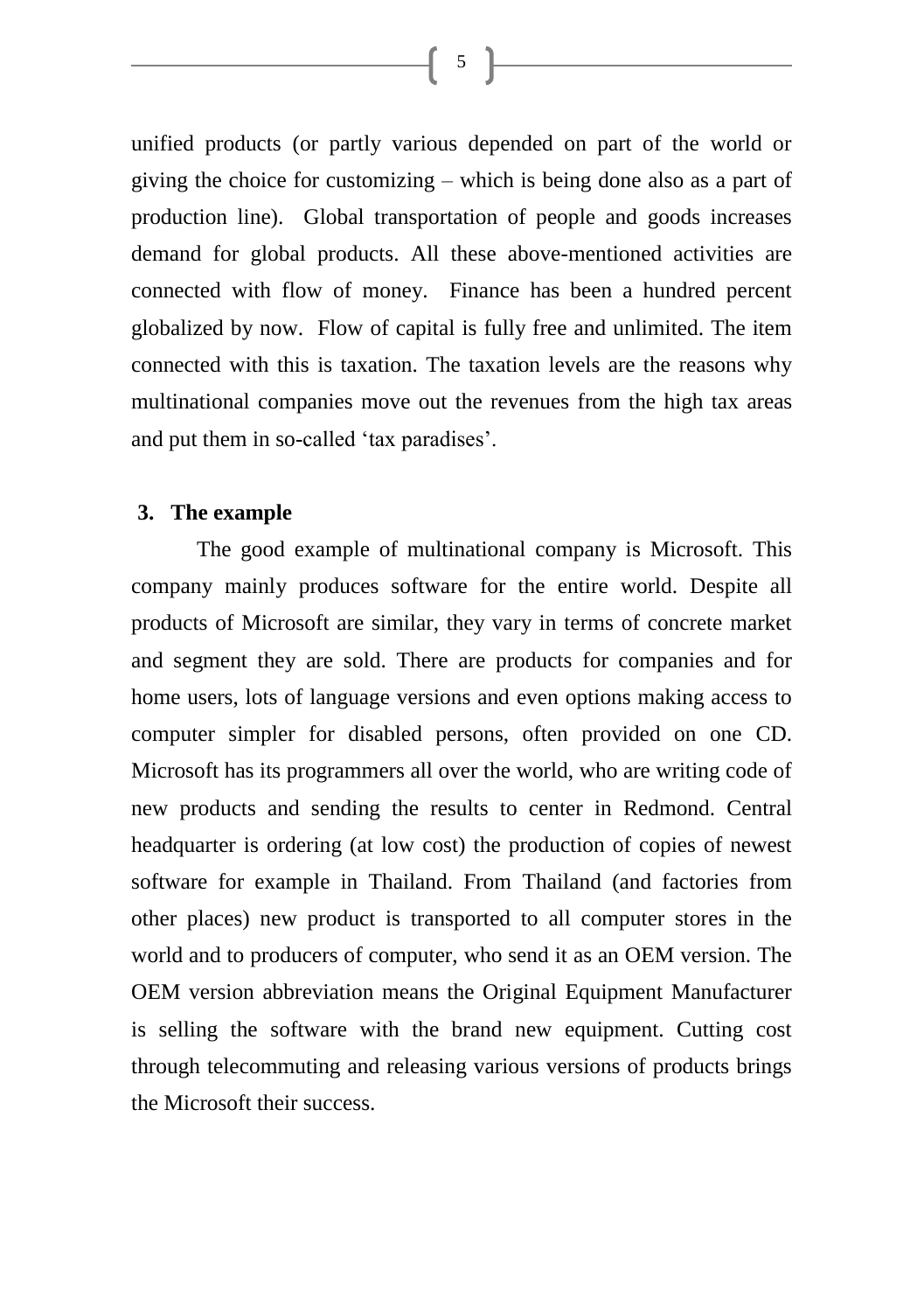unified products (or partly various depended on part of the world or giving the choice for customizing – which is being done also as a part of production line). Global transportation of people and goods increases demand for global products. All these above-mentioned activities are connected with flow of money. Finance has been a hundred percent globalized by now. Flow of capital is fully free and unlimited. The item connected with this is taxation. The taxation levels are the reasons why multinational companies move out the revenues from the high tax areas and put them in so-called 'tax paradises'.

## 3. The example

The good example of multinational company is Microsoft. This company mainly produces software for the entire world. Despite all products of Microsoft are similar, they vary in terms of concrete market and segment they are sold. There are products for companies and for home users, lots of language versions and even options making access to computer simpler for disabled persons, often provided on one CD. Microsoft has its programmers all over the world, who are writing code of new products and sending the results to center in Redmond. Central headquarter is ordering (at low cost) the production of copies of newest software for example in Thailand. From Thailand (and factories from other places) new product is transported to all computer stores in the world and to producers of computer, who send it as an OEM version. The OEM version abbreviation means the Original Equipment Manufacturer is selling the software with the brand new equipment. Cutting cost through telecommuting and releasing various versions of products brings the Microsoft their success.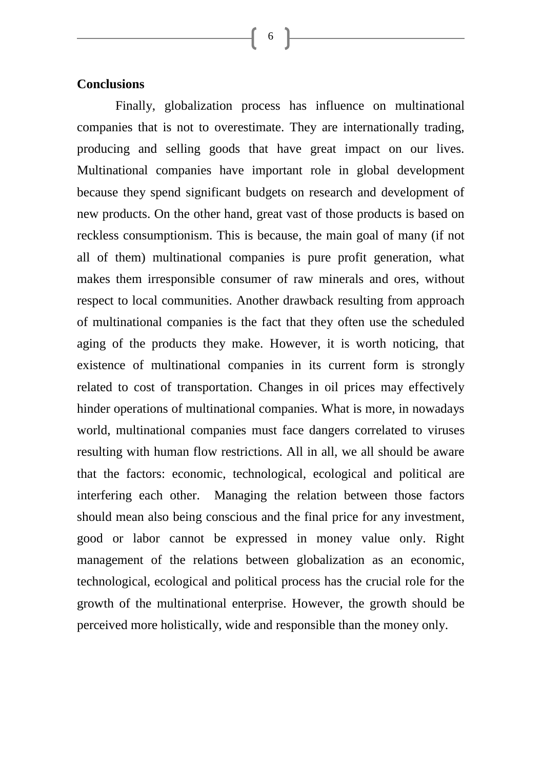**Conclusions**

Finally, globalization process has influence on multinational companies that is not to overestimate. They are internationally trading, producing and selling goods that have great impact on our lives. Multinational companies have important role in global development because they spend significant budgets on research and development of new products. On the other hand, great vast of those products is based on reckless consumptionism. This is because, the main goal of many (if not all of them) multinational companies is pure profit generation, what makes them irresponsible consumer of raw minerals and ores, without respect to local communities. Another drawback resulting from approach of multinational companies is the fact that they often use the scheduled aging of the products they make. However, it is worth noticing, that existence of multinational companies in its current form is strongly related to cost of transportation. Changes in oil prices may effectively hinder operations of multinational companies. What is more, in nowadays world, multinational companies must face dangers correlated to viruses resulting with human flow restrictions. All in all, we all should be aware that the factors: economic, technological, ecological and political are interfering each other. Managing the relation between those factors should mean also being conscious and the final price for any investment, good or labor cannot be expressed in money value only. Right management of the relations between globalization as an economic, technological, ecological and political process has the crucial role for the growth of the multinational enterprise. However, the growth should be perceived more holistically, wide and responsible than the money only.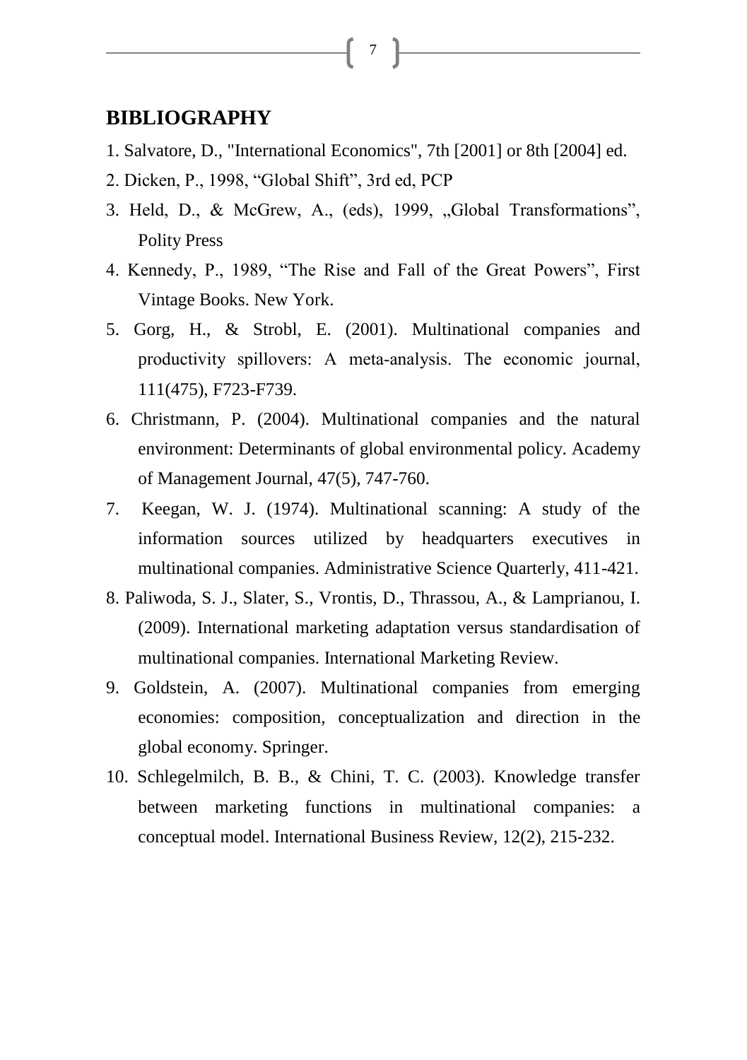## BIBLIOGRAPHY

1. Salvatore, D., "International Economics", 7th [2001] or 8th [2004] ed.
2. Dicken, P., 1998, “Global Shift”, 3rd ed, PCP
3. Held, D., & McGrew, A., (eds), 1999, „Global Transformations”, Polity Press
4. Kennedy, P., 1989, “The Rise and Fall of the Great Powers”, First Vintage Books. New York.
5. Gorg, H., & Strobl, E. (2001). Multinational companies and productivity spillovers: A meta-analysis. The economic journal, 111(475), F723-F739.
6. Christmann, P. (2004). Multinational companies and the natural environment: Determinants of global environmental policy. Academy of Management Journal, 47(5), 747-760.
7. Keegan, W. J. (1974). Multinational scanning: A study of the information sources utilized by headquarters executives in multinational companies. Administrative Science Quarterly, 411-421.
8. Paliwoda, S. J., Slater, S., Vrontis, D., Thrassou, A., & Lamprianou, I. (2009). International marketing adaptation versus standardisation of multinational companies. International Marketing Review.
9. Goldstein, A. (2007). Multinational companies from emerging economies: composition, conceptualization and direction in the global economy. Springer.
10. Schlegelmilch, B. B., & Chini, T. C. (2003). Knowledge transfer between marketing functions in multinational companies: a conceptual model. International Business Review, 12(2), 215-232.